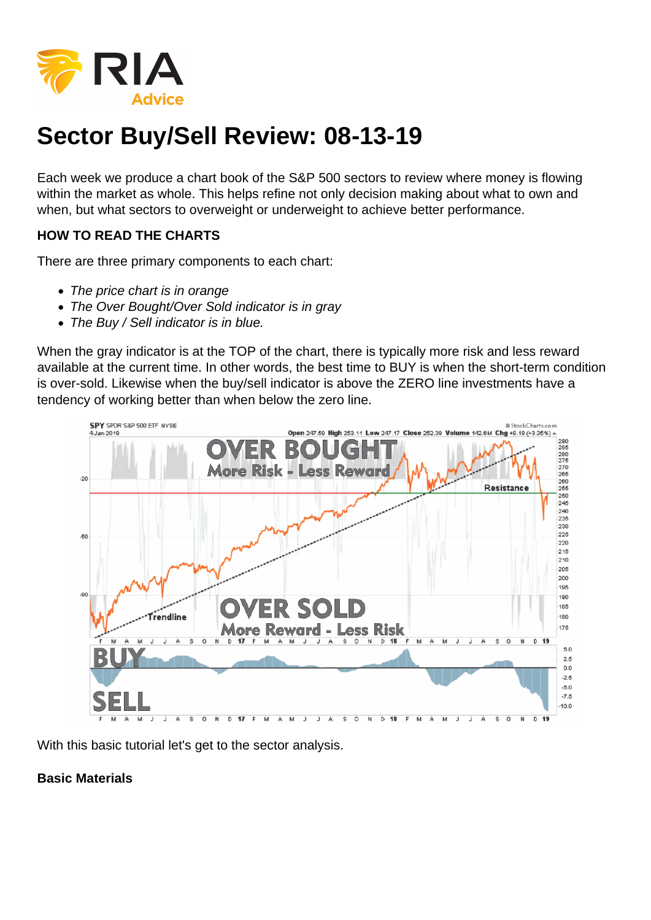# Sector Buy/Sell Review: 08-13-19

Each week we produce a chart book of the S&P 500 sectors to review where money is flowing within the market as whole. This helps refine not only decision making about what to own and when, but what sectors to overweight or underweight to achieve better performance.

**HOW TO READ THE CHARTS**

There are three primary components to each chart:

- *The price chart is in orange*
- *The Over Bought/Over Sold indicator is in gray*
- *The Buy / Sell indicator is in blue.*

When the gray indicator is at the TOP of the chart, there is typically more risk and less reward available at the current time. In other words, the best time to BUY is when the short-term condition is over-sold. Likewise when the buy/sell indicator is above the ZERO line investments have a tendency of working better than when below the zero line.

With this basic tutorial let's get to the sector analysis.

**Basic Materials**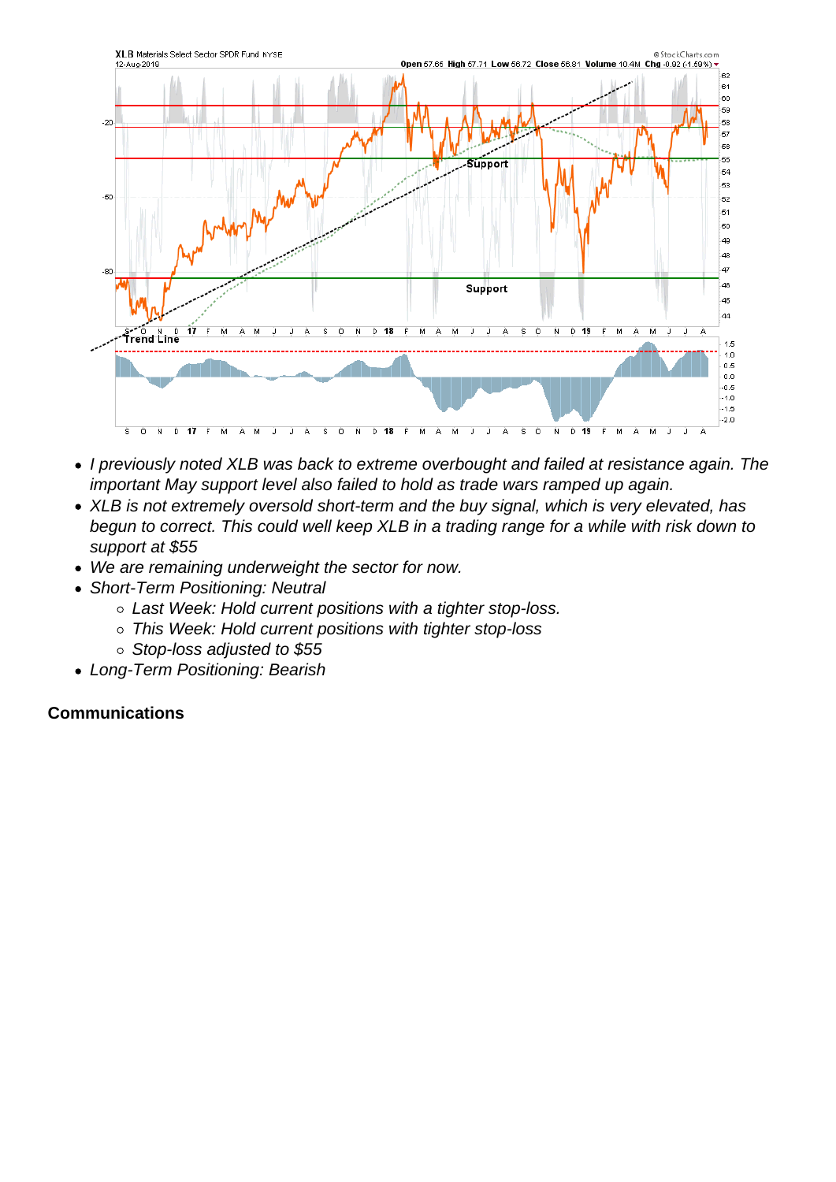- *I previously noted XLB was back to extreme overbought and failed at resistance again. The important May support level also failed to hold as trade wars ramped up again.*
- *XLB is not extremely oversold short-term and the buy signal, which is very elevated, has begun to correct. This could well keep XLB in a trading range for a while with risk down to support at $55*
- *We are remaining underweight the sector for now.*
- *Short-Term Positioning: Neutral*
  - *Last Week: Hold current positions with a tighter stop-loss.*
  - *This Week: Hold current positions with tighter stop-loss*
  - *Stop-loss adjusted to $55*
- *Long-Term Positioning: Bearish*

**Communications**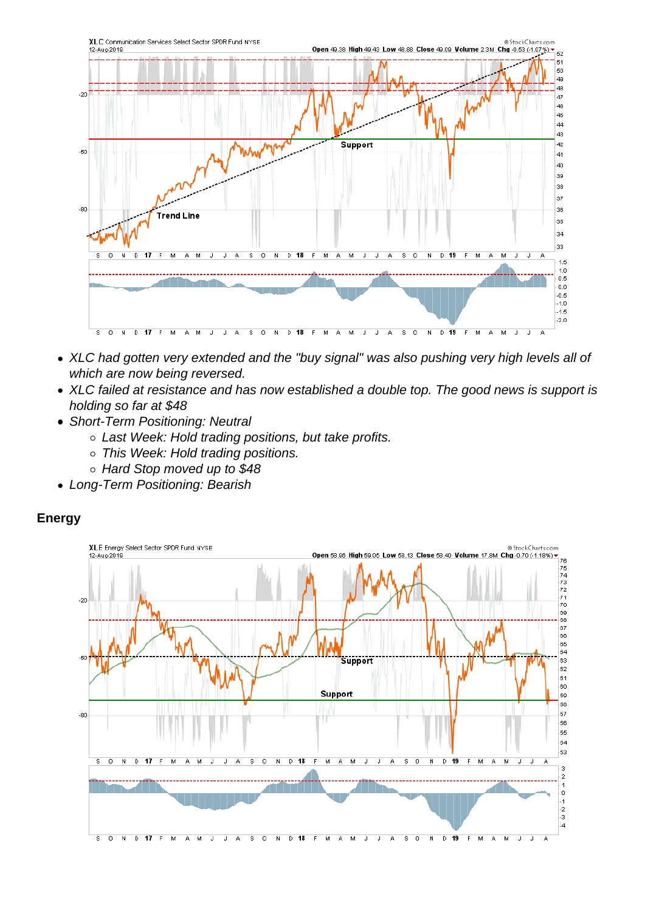- *XLC had gotten very extended and the "buy signal" was also pushing very high levels all of which are now being reversed.*
- *XLC failed at resistance and has now established a double top. The good news is support is holding so far at $48*
- *Short-Term Positioning: Neutral*
  - *Last Week: Hold trading positions, but take profits.*
  - *This Week: Hold trading positions.*
  - *Hard Stop moved up to $48*
- *Long-Term Positioning: Bearish*

## Energy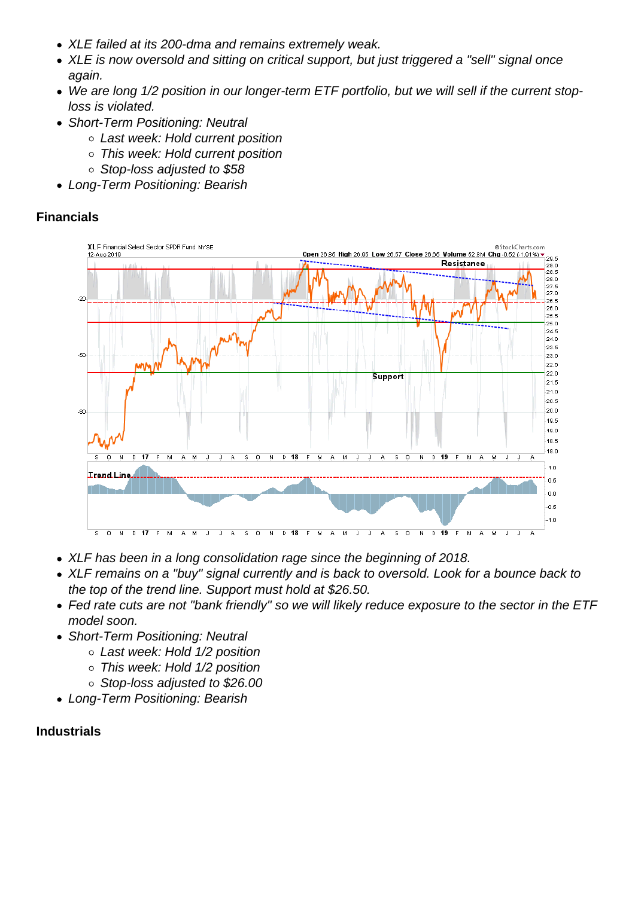- *XLE failed at its 200-dma and remains extremely weak.*
- *XLE is now oversold and sitting on critical support, but just triggered a "sell" signal once again.*
- *We are long 1/2 position in our longer-term ETF portfolio, but we will sell if the current stop-loss is violated.*
- *Short-Term Positioning: Neutral*
  - *Last week: Hold current position*
  - *This week: Hold current position*
  - *Stop-loss adjusted to $58*
- *Long-Term Positioning: Bearish*

**Financials**

- *XLF has been in a long consolidation rage since the beginning of 2018.*
- *XLF remains on a "buy" signal currently and is back to oversold. Look for a bounce back to the top of the trend line. Support must hold at $26.50.*
- *Fed rate cuts are not "bank friendly" so we will likely reduce exposure to the sector in the ETF model soon.*
- *Short-Term Positioning: Neutral*
  - *Last week: Hold 1/2 position*
  - *This week: Hold 1/2 position*
  - *Stop-loss adjusted to $26.00*
- *Long-Term Positioning: Bearish*

**Industrials**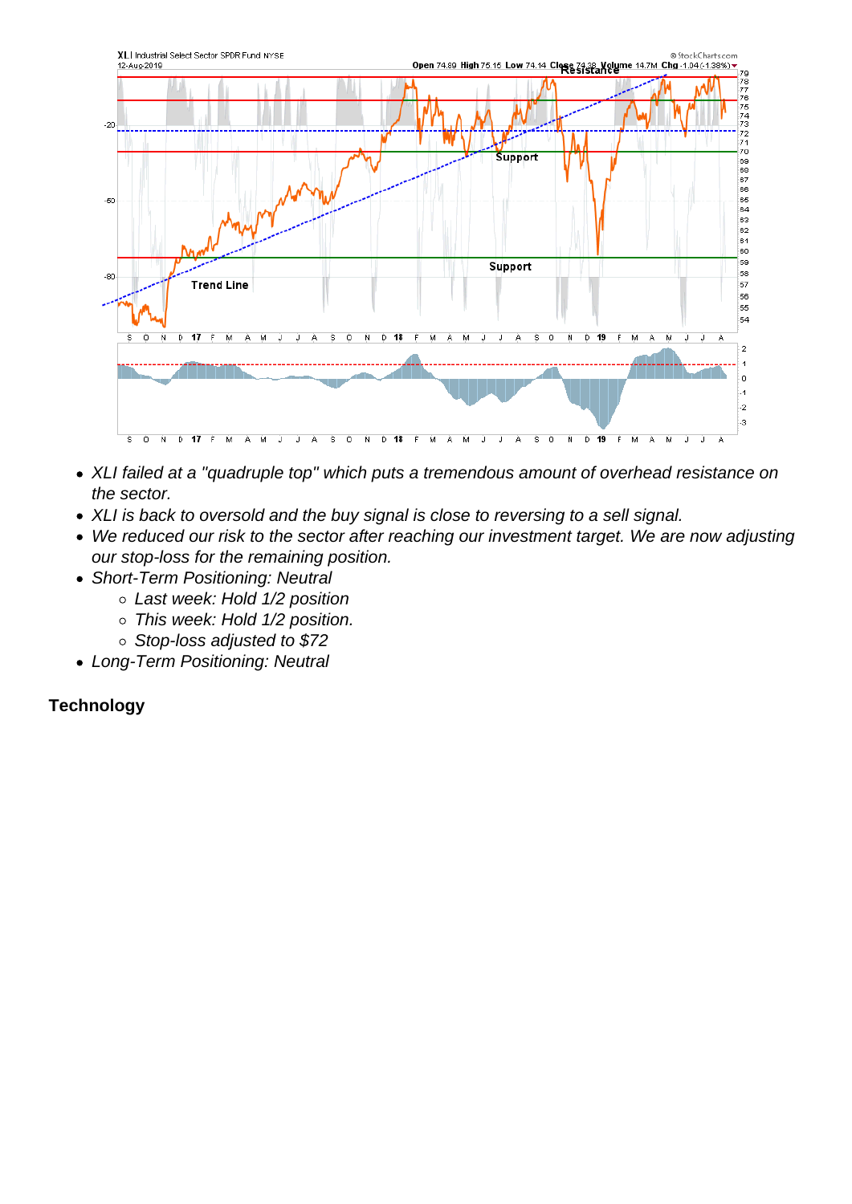- *XLI failed at a "quadruple top" which puts a tremendous amount of overhead resistance on the sector.*
- *XLI is back to oversold and the buy signal is close to reversing to a sell signal.*
- *We reduced our risk to the sector after reaching our investment target. We are now adjusting our stop-loss for the remaining position.*
- *Short-Term Positioning: Neutral*
  - *Last week: Hold 1/2 position*
  - *This week: Hold 1/2 position.*
  - *Stop-loss adjusted to $72*
- *Long-Term Positioning: Neutral*

**Technology**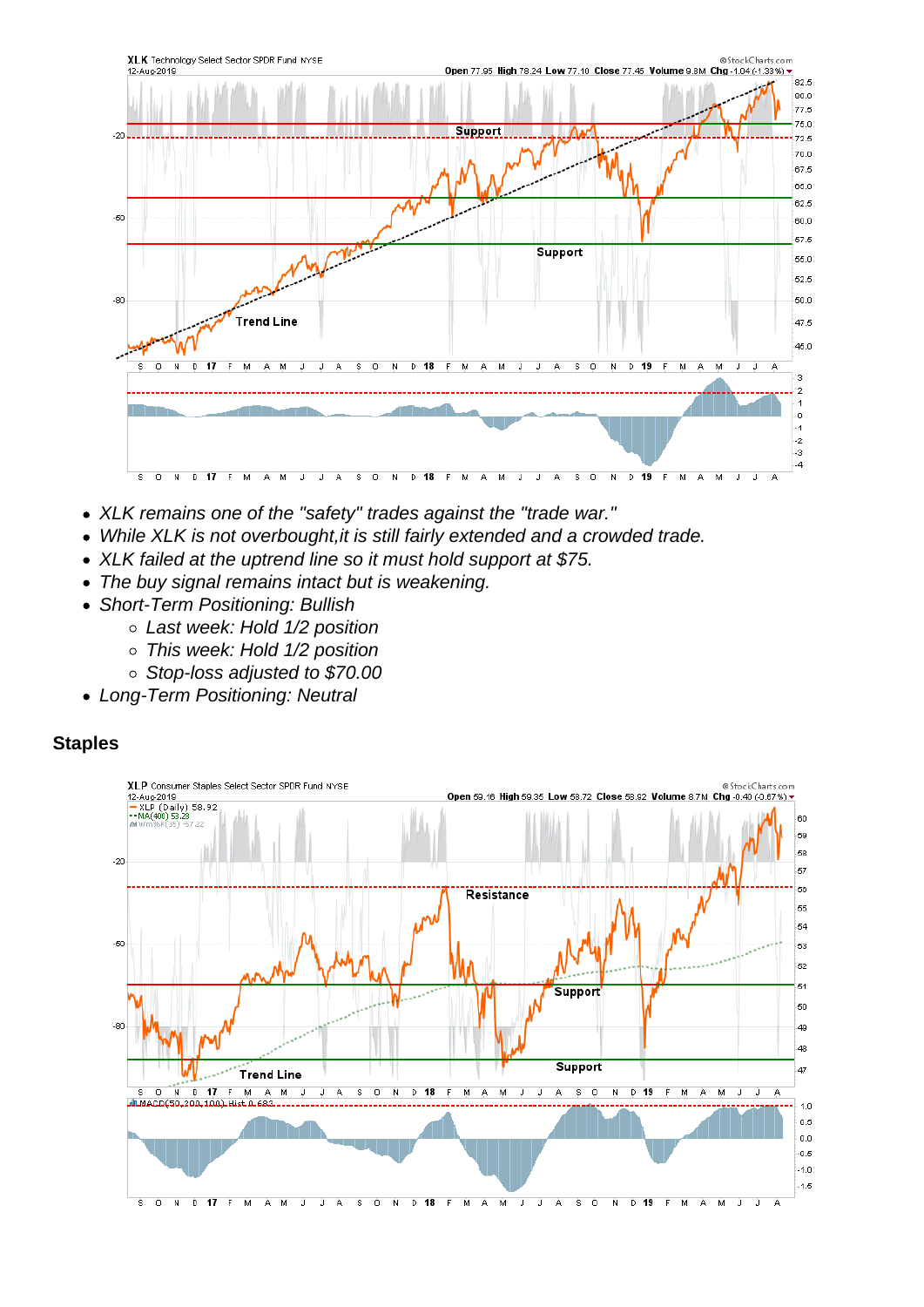- *XLK remains one of the "safety" trades against the "trade war."*
- *While XLK is not overbought,it is still fairly extended and a crowded trade.*
- *XLK failed at the uptrend line so it must hold support at $75.*
- *The buy signal remains intact but is weakening.*
- *Short-Term Positioning: Bullish*
  - *Last week: Hold 1/2 position*
  - *This week: Hold 1/2 position*
  - *Stop-loss adjusted to $70.00*
- *Long-Term Positioning: Neutral*

## Staples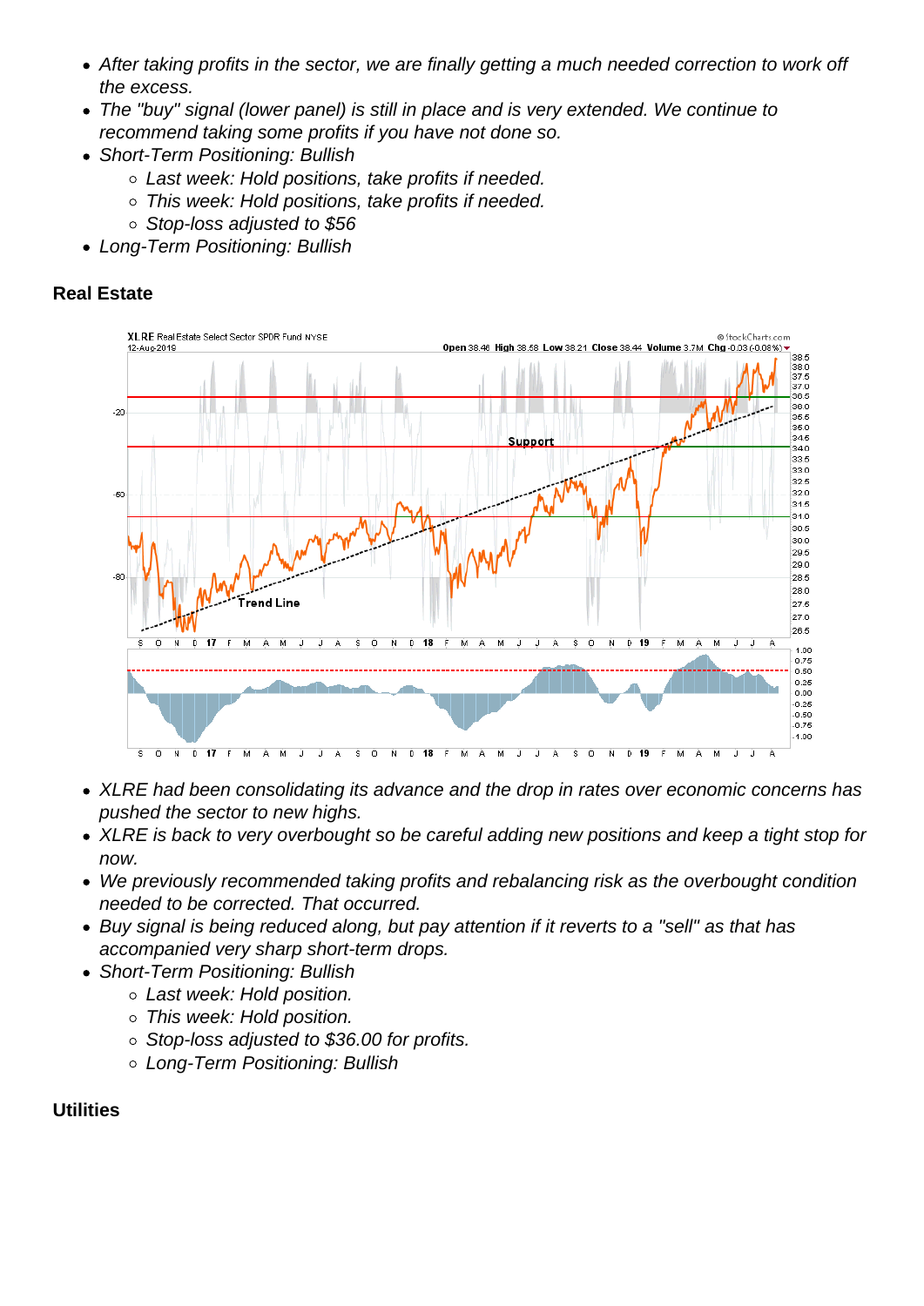- *After taking profits in the sector, we are finally getting a much needed correction to work off the excess.*
- *The "buy" signal (lower panel) is still in place and is very extended. We continue to recommend taking some profits if you have not done so.*
- *Short-Term Positioning: Bullish*
    - *Last week: Hold positions, take profits if needed.*
    - *This week: Hold positions, take profits if needed.*
    - *Stop-loss adjusted to $56*
- *Long-Term Positioning: Bullish*

**Real Estate**

- *XLRE had been consolidating its advance and the drop in rates over economic concerns has pushed the sector to new highs.*
- *XLRE is back to very overbought so be careful adding new positions and keep a tight stop for now.*
- *We previously recommended taking profits and rebalancing risk as the overbought condition needed to be corrected. That occurred.*
- *Buy signal is being reduced along, but pay attention if it reverts to a "sell" as that has accompanied very sharp short-term drops.*
- *Short-Term Positioning: Bullish*
    - *Last week: Hold position.*
    - *This week: Hold position.*
    - *Stop-loss adjusted to $36.00 for profits.*
    - *Long-Term Positioning: Bullish*

**Utilities**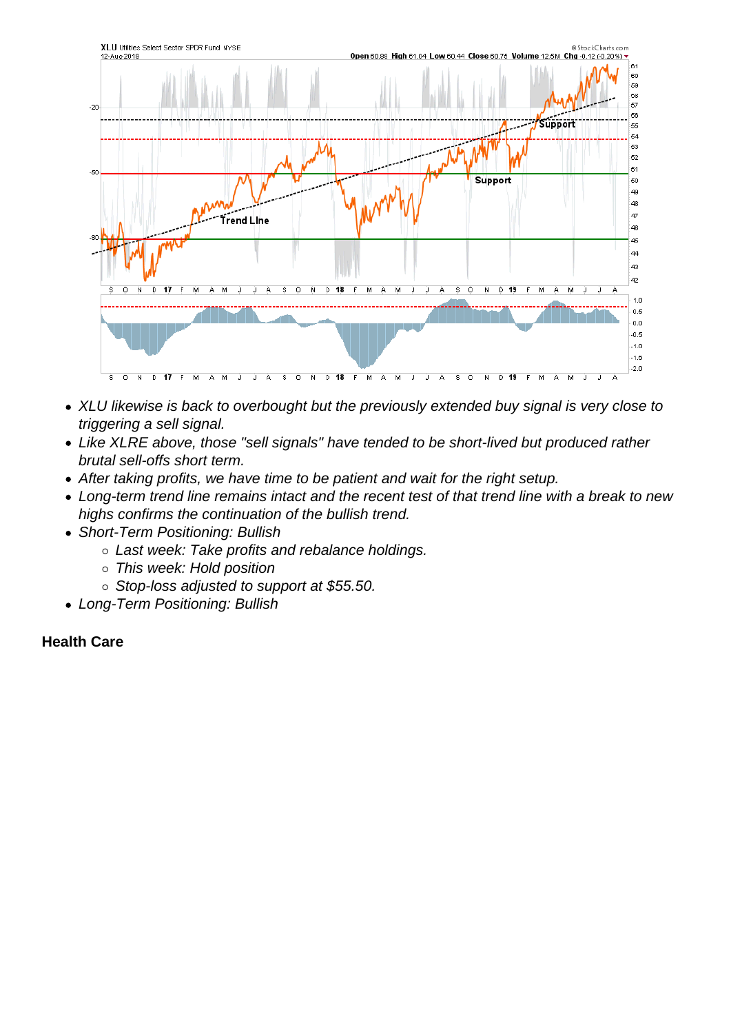- *XLU likewise is back to overbought but the previously extended buy signal is very close to triggering a sell signal.*
- *Like XLRE above, those "sell signals" have tended to be short-lived but produced rather brutal sell-offs short term.*
- *After taking profits, we have time to be patient and wait for the right setup.*
- *Long-term trend line remains intact and the recent test of that trend line with a break to new highs confirms the continuation of the bullish trend.*
- *Short-Term Positioning: Bullish*
    - *Last week: Take profits and rebalance holdings.*
    - *This week: Hold position*
    - *Stop-loss adjusted to support at $55.50.*
- *Long-Term Positioning: Bullish*

**Health Care**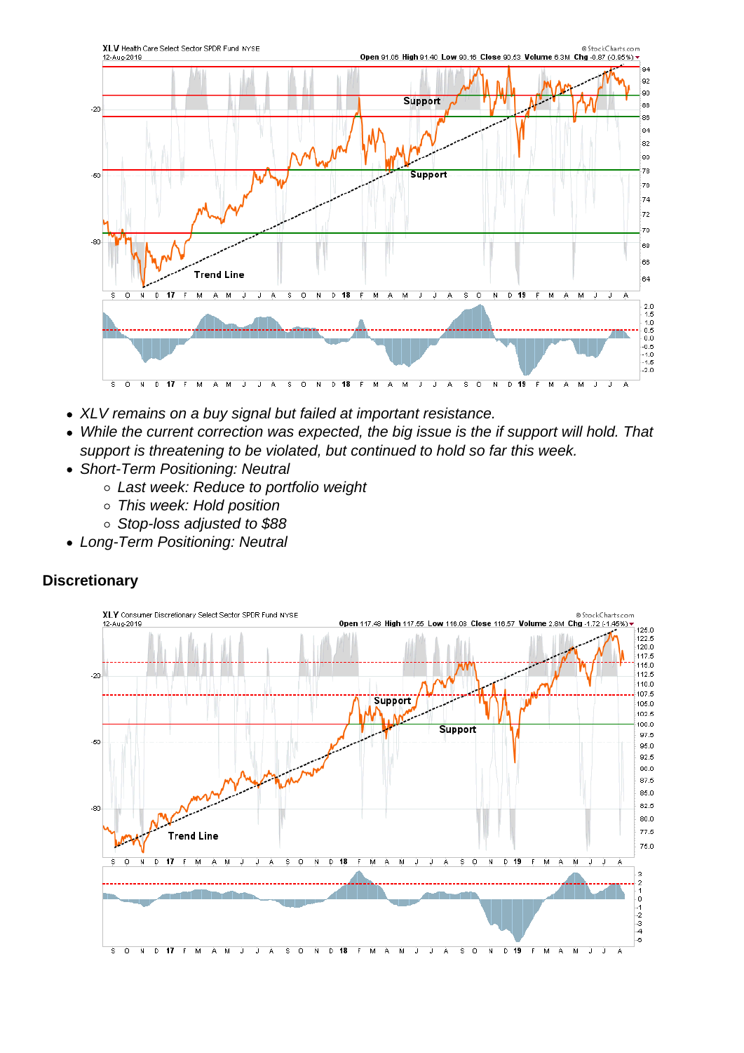- *XLV remains on a buy signal but failed at important resistance.*
- *While the current correction was expected, the big issue is the if support will hold. That support is threatening to be violated, but continued to hold so far this week.*
- *Short-Term Positioning: Neutral*
  - *Last week: Reduce to portfolio weight*
  - *This week: Hold position*
  - *Stop-loss adjusted to $88*
- *Long-Term Positioning: Neutral*

## Discretionary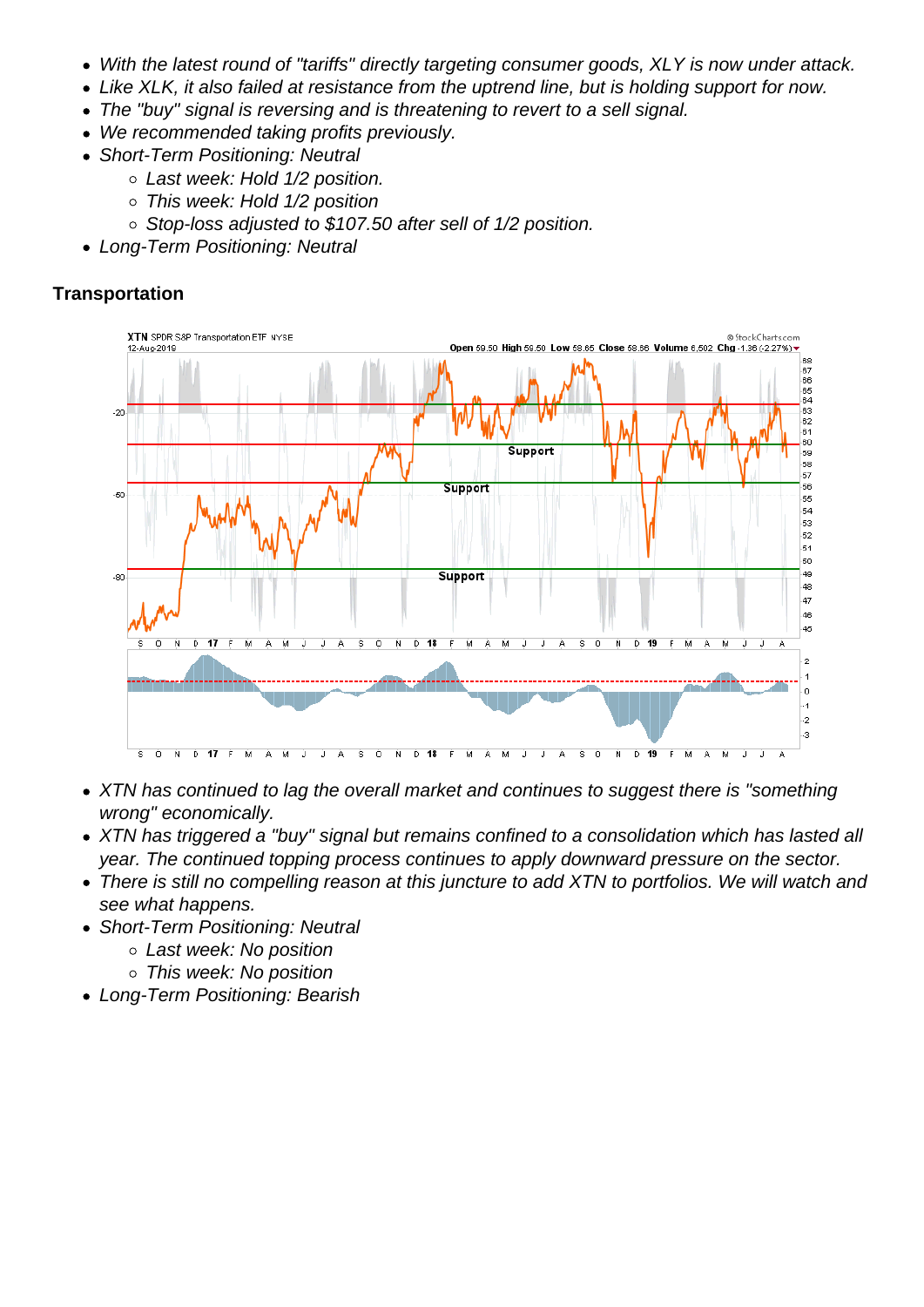- *With the latest round of "tariffs" directly targeting consumer goods, XLY is now under attack.*
- *Like XLK, it also failed at resistance from the uptrend line, but is holding support for now.*
- *The "buy" signal is reversing and is threatening to revert to a sell signal.*
- *We recommended taking profits previously.*
- *Short-Term Positioning: Neutral*
  - *Last week: Hold 1/2 position.*
  - *This week: Hold 1/2 position*
  - *Stop-loss adjusted to $107.50 after sell of 1/2 position.*
- *Long-Term Positioning: Neutral*

**Transportation**

XTN SPDR S&P Transportation ETF NYSE
12-Aug-2019
Open 59.50 High 59.50 Low 58.65 Close 58.86 Volume 6,502 Chg -1.36 (-2.27%)
© StockCharts.com
Support
Support
Support

- *XTN has continued to lag the overall market and continues to suggest there is "something wrong" economically.*
- *XTN has triggered a "buy" signal but remains confined to a consolidation which has lasted all year. The continued topping process continues to apply downward pressure on the sector.*
- *There is still no compelling reason at this juncture to add XTN to portfolios. We will watch and see what happens.*
- *Short-Term Positioning: Neutral*
  - *Last week: No position*
  - *This week: No position*
- *Long-Term Positioning: Bearish*